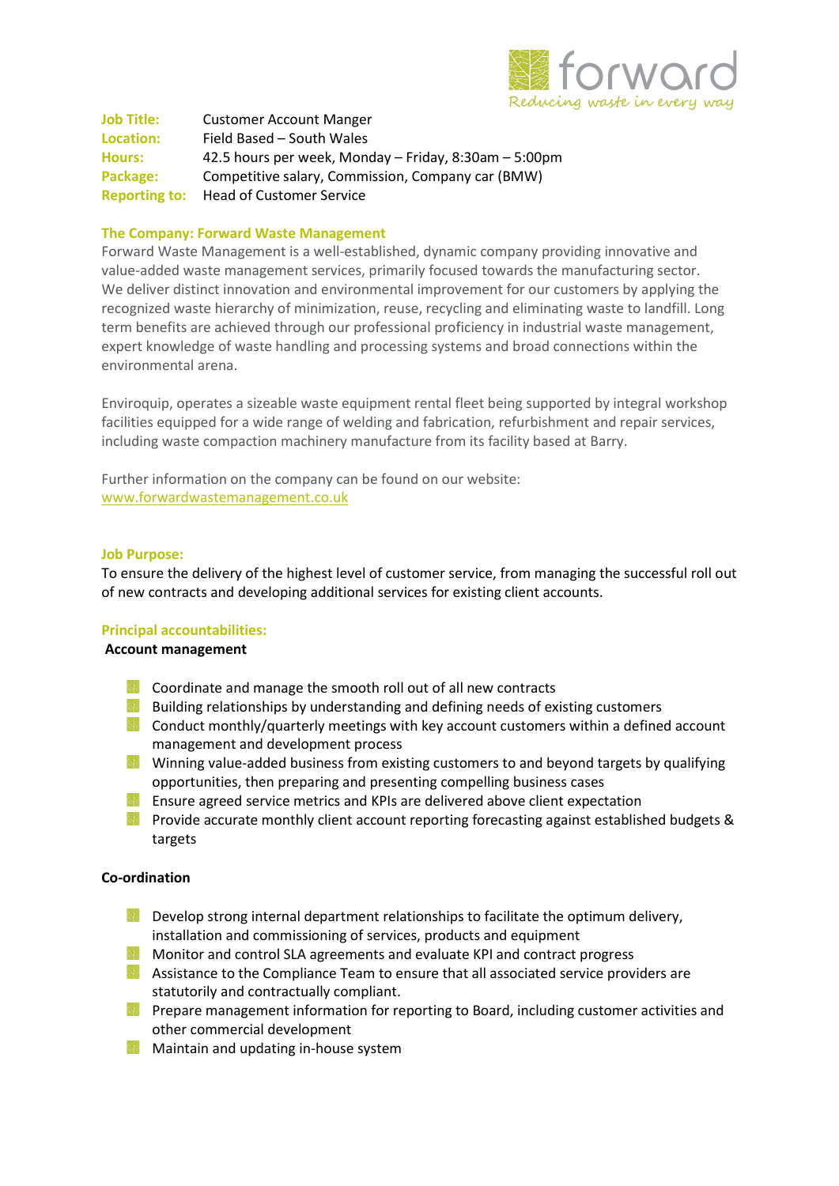forward
Reducing waste in every way

**Job Title:** Customer Account Manger
**Location:** Field Based – South Wales
**Hours:** 42.5 hours per week, Monday – Friday, 8:30am – 5:00pm
**Package:** Competitive salary, Commission, Company car (BMW)
**Reporting to:** Head of Customer Service

## The Company: Forward Waste Management

Forward Waste Management is a well-established, dynamic company providing innovative and value-added waste management services, primarily focused towards the manufacturing sector. We deliver distinct innovation and environmental improvement for our customers by applying the recognized waste hierarchy of minimization, reuse, recycling and eliminating waste to landfill. Long term benefits are achieved through our professional proficiency in industrial waste management, expert knowledge of waste handling and processing systems and broad connections within the environmental arena.

Enviroquip, operates a sizeable waste equipment rental fleet being supported by integral workshop facilities equipped for a wide range of welding and fabrication, refurbishment and repair services, including waste compaction machinery manufacture from its facility based at Barry.

Further information on the company can be found on our website:
www.forwardwastemanagement.co.uk

## Job Purpose:

To ensure the delivery of the highest level of customer service, from managing the successful roll out of new contracts and developing additional services for existing client accounts.

## Principal accountabilities:

**Account management**

- Coordinate and manage the smooth roll out of all new contracts
- Building relationships by understanding and defining needs of existing customers
- Conduct monthly/quarterly meetings with key account customers within a defined account management and development process
- Winning value-added business from existing customers to and beyond targets by qualifying opportunities, then preparing and presenting compelling business cases
- Ensure agreed service metrics and KPIs are delivered above client expectation
- Provide accurate monthly client account reporting forecasting against established budgets & targets

**Co-ordination**

- Develop strong internal department relationships to facilitate the optimum delivery, installation and commissioning of services, products and equipment
- Monitor and control SLA agreements and evaluate KPI and contract progress
- Assistance to the Compliance Team to ensure that all associated service providers are statutorily and contractually compliant.
- Prepare management information for reporting to Board, including customer activities and other commercial development
- Maintain and updating in-house system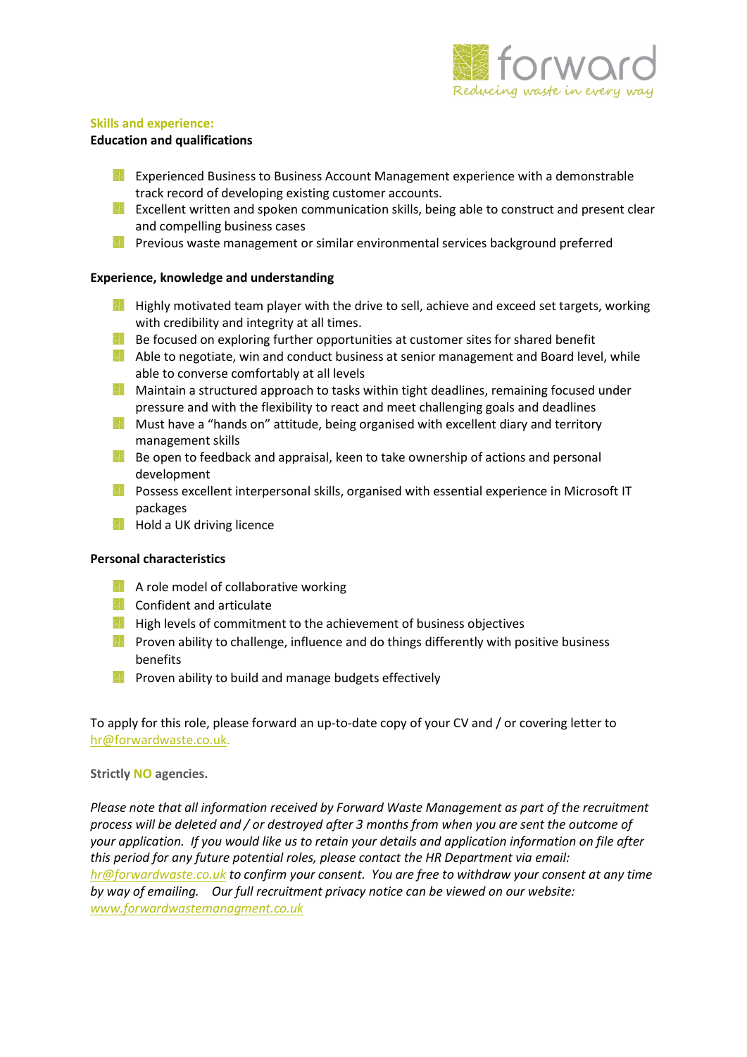**Skills and experience:**

**Education and qualifications**

- Experienced Business to Business Account Management experience with a demonstrable track record of developing existing customer accounts.
- Excellent written and spoken communication skills, being able to construct and present clear and compelling business cases
- Previous waste management or similar environmental services background preferred

**Experience, knowledge and understanding**

- Highly motivated team player with the drive to sell, achieve and exceed set targets, working with credibility and integrity at all times.
- Be focused on exploring further opportunities at customer sites for shared benefit
- Able to negotiate, win and conduct business at senior management and Board level, while able to converse comfortably at all levels
- Maintain a structured approach to tasks within tight deadlines, remaining focused under pressure and with the flexibility to react and meet challenging goals and deadlines
- Must have a "hands on" attitude, being organised with excellent diary and territory management skills
- Be open to feedback and appraisal, keen to take ownership of actions and personal development
- Possess excellent interpersonal skills, organised with essential experience in Microsoft IT packages
- Hold a UK driving licence

**Personal characteristics**

- A role model of collaborative working
- Confident and articulate
- High levels of commitment to the achievement of business objectives
- Proven ability to challenge, influence and do things differently with positive business benefits
- Proven ability to build and manage budgets effectively

To apply for this role, please forward an up-to-date copy of your CV and / or covering letter to hr@forwardwaste.co.uk.

**Strictly NO agencies.**

*Please note that all information received by Forward Waste Management as part of the recruitment process will be deleted and / or destroyed after 3 months from when you are sent the outcome of your application. If you would like us to retain your details and application information on file after this period for any future potential roles, please contact the HR Department via email: hr@forwardwaste.co.uk to confirm your consent. You are free to withdraw your consent at any time by way of emailing. Our full recruitment privacy notice can be viewed on our website: www.forwardwastemanagment.co.uk*